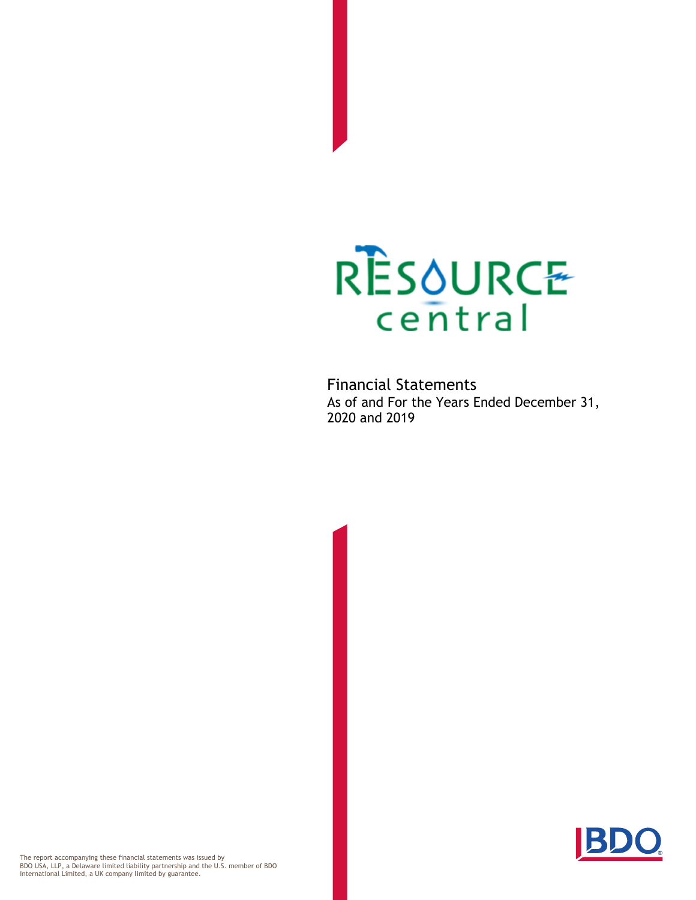RESOURCE central

# Financial Statements

As of and For the Years Ended December 31, 2020 and 2019

The report accompanying these financial statements was issued by BDO USA, LLP, a Delaware limited liability partnership and the U.S. member of BDO International Limited, a UK company limited by guarantee.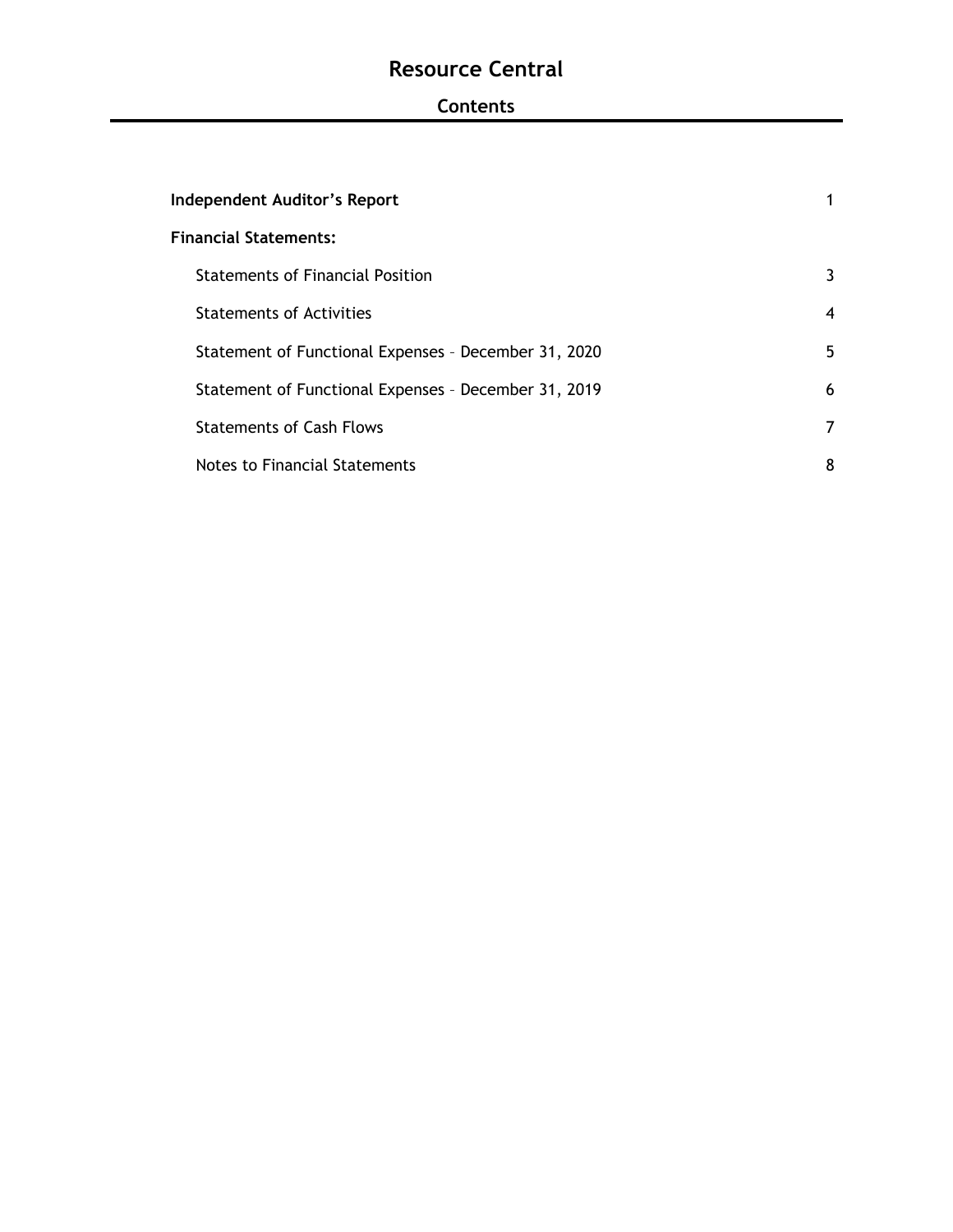# Resource Central

## Contents

| | |
|---|---|
| **Independent Auditor's Report** | 1 |
| **Financial Statements:** | |
| Statements of Financial Position | 3 |
| Statements of Activities | 4 |
| Statement of Functional Expenses – December 31, 2020 | 5 |
| Statement of Functional Expenses – December 31, 2019 | 6 |
| Statements of Cash Flows | 7 |
| Notes to Financial Statements | 8 |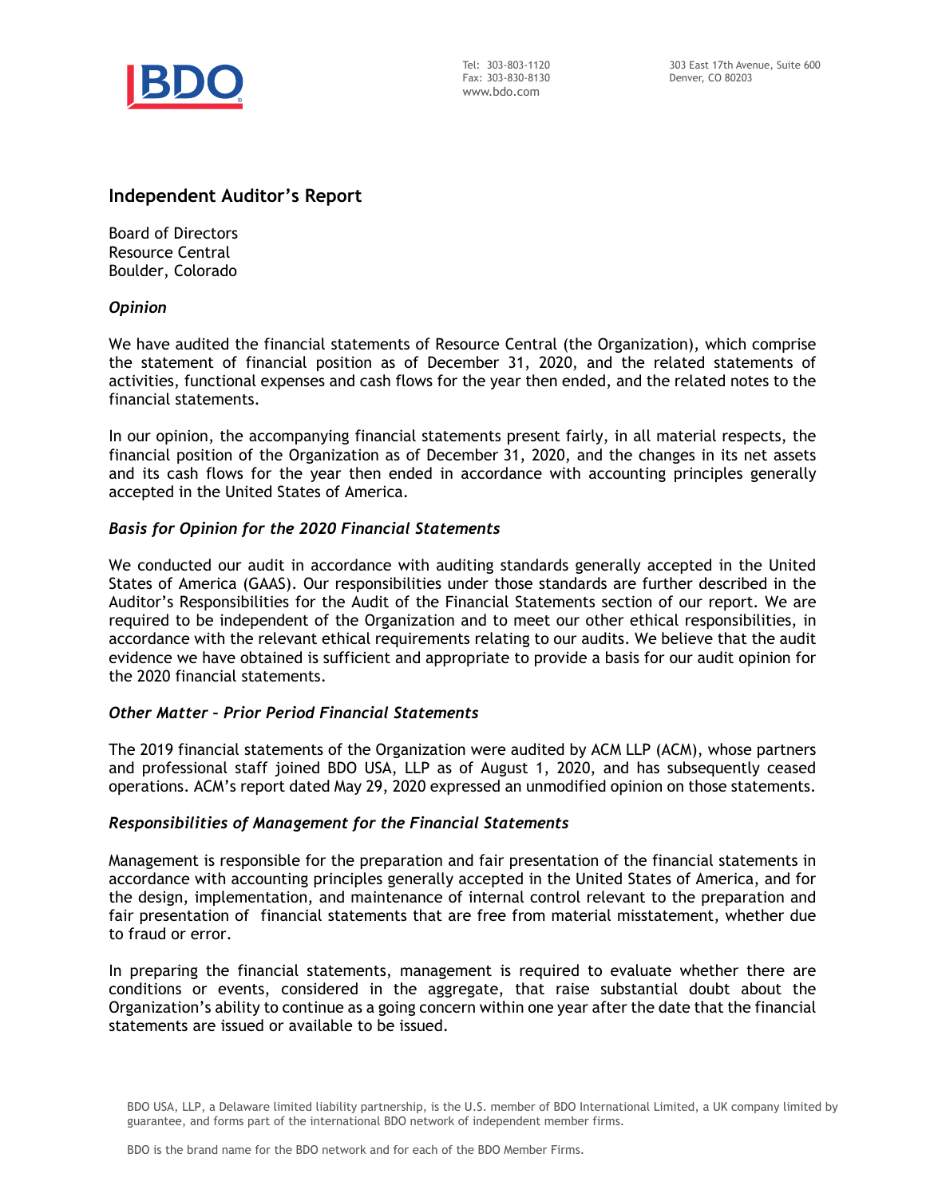## Independent Auditor's Report

Board of Directors
Resource Central
Boulder, Colorado

### *Opinion*

We have audited the financial statements of Resource Central (the Organization), which comprise the statement of financial position as of December 31, 2020, and the related statements of activities, functional expenses and cash flows for the year then ended, and the related notes to the financial statements.

In our opinion, the accompanying financial statements present fairly, in all material respects, the financial position of the Organization as of December 31, 2020, and the changes in its net assets and its cash flows for the year then ended in accordance with accounting principles generally accepted in the United States of America.

### *Basis for Opinion for the 2020 Financial Statements*

We conducted our audit in accordance with auditing standards generally accepted in the United States of America (GAAS). Our responsibilities under those standards are further described in the Auditor's Responsibilities for the Audit of the Financial Statements section of our report. We are required to be independent of the Organization and to meet our other ethical responsibilities, in accordance with the relevant ethical requirements relating to our audits. We believe that the audit evidence we have obtained is sufficient and appropriate to provide a basis for our audit opinion for the 2020 financial statements.

### *Other Matter – Prior Period Financial Statements*

The 2019 financial statements of the Organization were audited by ACM LLP (ACM), whose partners and professional staff joined BDO USA, LLP as of August 1, 2020, and has subsequently ceased operations. ACM's report dated May 29, 2020 expressed an unmodified opinion on those statements.

### *Responsibilities of Management for the Financial Statements*

Management is responsible for the preparation and fair presentation of the financial statements in accordance with accounting principles generally accepted in the United States of America, and for the design, implementation, and maintenance of internal control relevant to the preparation and fair presentation of financial statements that are free from material misstatement, whether due to fraud or error.

In preparing the financial statements, management is required to evaluate whether there are conditions or events, considered in the aggregate, that raise substantial doubt about the Organization's ability to continue as a going concern within one year after the date that the financial statements are issued or available to be issued.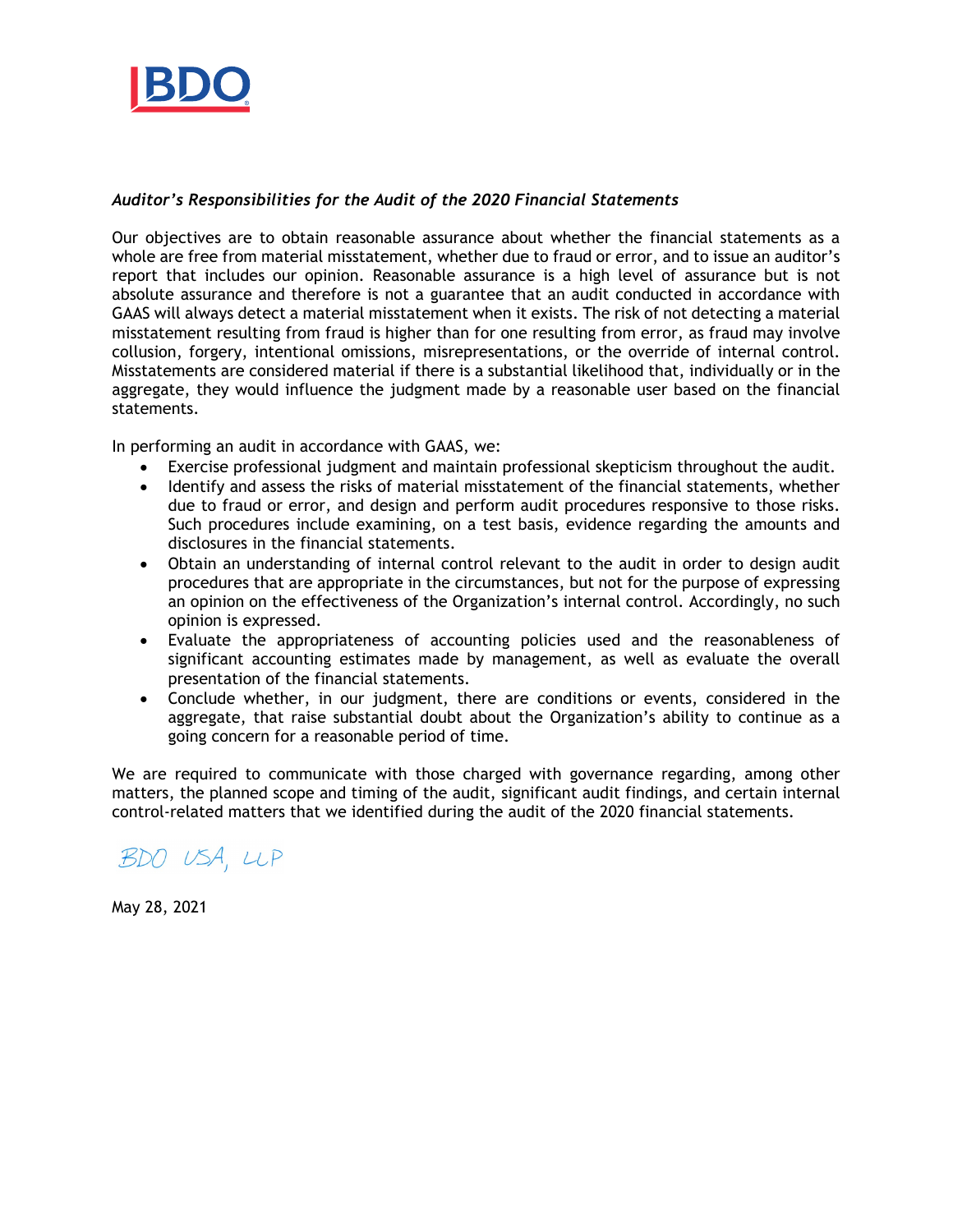*Auditor's Responsibilities for the Audit of the 2020 Financial Statements*

Our objectives are to obtain reasonable assurance about whether the financial statements as a whole are free from material misstatement, whether due to fraud or error, and to issue an auditor's report that includes our opinion. Reasonable assurance is a high level of assurance but is not absolute assurance and therefore is not a guarantee that an audit conducted in accordance with GAAS will always detect a material misstatement when it exists. The risk of not detecting a material misstatement resulting from fraud is higher than for one resulting from error, as fraud may involve collusion, forgery, intentional omissions, misrepresentations, or the override of internal control. Misstatements are considered material if there is a substantial likelihood that, individually or in the aggregate, they would influence the judgment made by a reasonable user based on the financial statements.

In performing an audit in accordance with GAAS, we:

- Exercise professional judgment and maintain professional skepticism throughout the audit.
- Identify and assess the risks of material misstatement of the financial statements, whether due to fraud or error, and design and perform audit procedures responsive to those risks. Such procedures include examining, on a test basis, evidence regarding the amounts and disclosures in the financial statements.
- Obtain an understanding of internal control relevant to the audit in order to design audit procedures that are appropriate in the circumstances, but not for the purpose of expressing an opinion on the effectiveness of the Organization's internal control. Accordingly, no such opinion is expressed.
- Evaluate the appropriateness of accounting policies used and the reasonableness of significant accounting estimates made by management, as well as evaluate the overall presentation of the financial statements.
- Conclude whether, in our judgment, there are conditions or events, considered in the aggregate, that raise substantial doubt about the Organization's ability to continue as a going concern for a reasonable period of time.

We are required to communicate with those charged with governance regarding, among other matters, the planned scope and timing of the audit, significant audit findings, and certain internal control-related matters that we identified during the audit of the 2020 financial statements.

BDO USA, LLP

May 28, 2021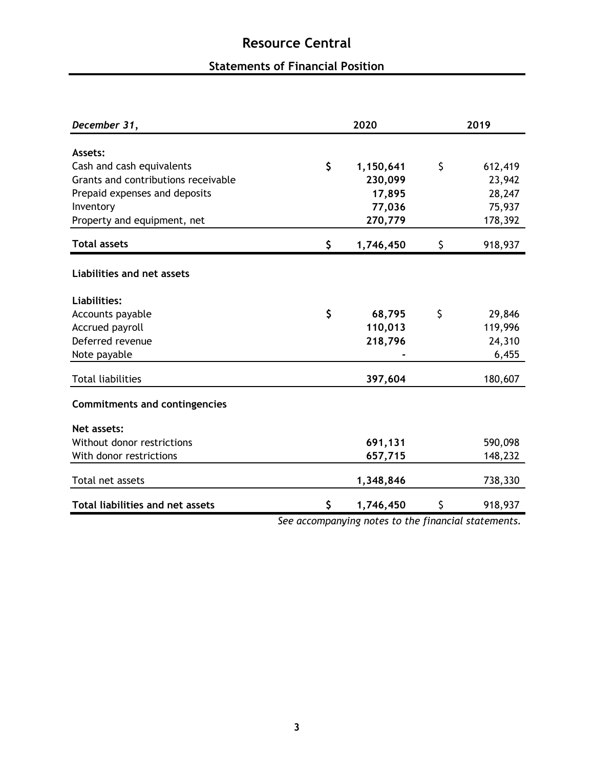# Resource Central

## Statements of Financial Position

| *December 31,* | 2020 | 2019 |
|---|---|---|
| **Assets:** | | |
| Cash and cash equivalents | $ 1,150,641 | $ 612,419 |
| Grants and contributions receivable | 230,099 | 23,942 |
| Prepaid expenses and deposits | 17,895 | 28,247 |
| Inventory | 77,036 | 75,937 |
| Property and equipment, net | 270,779 | 178,392 |
| **Total assets** | $ 1,746,450 | $ 918,937 |
| **Liabilities and net assets** | | |
| **Liabilities:** | | |
| Accounts payable | $ 68,795 | $ 29,846 |
| Accrued payroll | 110,013 | 119,996 |
| Deferred revenue | 218,796 | 24,310 |
| Note payable | - | 6,455 |
| Total liabilities | 397,604 | 180,607 |
| **Commitments and contingencies** | | |
| **Net assets:** | | |
| Without donor restrictions | 691,131 | 590,098 |
| With donor restrictions | 657,715 | 148,232 |
| Total net assets | 1,348,846 | 738,330 |
| **Total liabilities and net assets** | $ 1,746,450 | $ 918,937 |

*See accompanying notes to the financial statements.*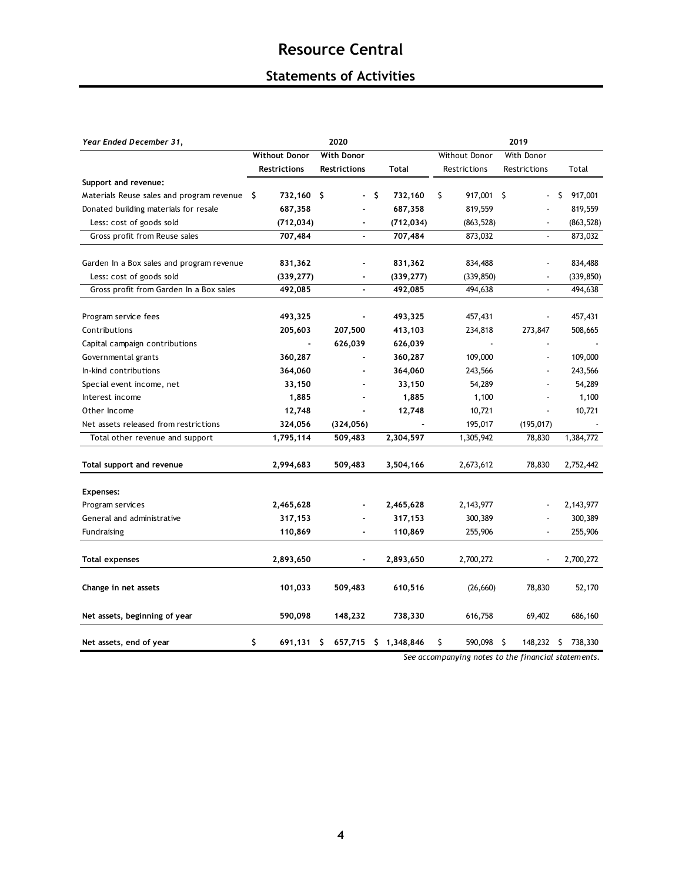# Resource Central

## Statements of Activities

| *Year Ended December 31,* | 2020 | | | 2019 | | |
|---|---|---|---|---|---|---|
| | **Without Donor Restrictions** | **With Donor Restrictions** | **Total** | Without Donor Restrictions | With Donor Restrictions | Total |
| **Support and revenue:** | | | | | | |
| Materials Reuse sales and program revenue | **$ 732,160** | **$ -** | **$ 732,160** | $ 917,001 | $ - | $ 917,001 |
| Donated building materials for resale | **687,358** | **-** | **687,358** | 819,559 | - | 819,559 |
| Less: cost of goods sold | **(712,034)** | **-** | **(712,034)** | (863,528) | - | (863,528) |
| Gross profit from Reuse sales | **707,484** | **-** | **707,484** | 873,032 | - | 873,032 |
| Garden In a Box sales and program revenue | **831,362** | **-** | **831,362** | 834,488 | - | 834,488 |
| Less: cost of goods sold | **(339,277)** | **-** | **(339,277)** | (339,850) | - | (339,850) |
| Gross profit from Garden In a Box sales | **492,085** | **-** | **492,085** | 494,638 | - | 494,638 |
| Program service fees | **493,325** | **-** | **493,325** | 457,431 | - | 457,431 |
| Contributions | **205,603** | **207,500** | **413,103** | 234,818 | 273,847 | 508,665 |
| Capital campaign contributions | **-** | **626,039** | **626,039** | - | - | - |
| Governmental grants | **360,287** | **-** | **360,287** | 109,000 | - | 109,000 |
| In-kind contributions | **364,060** | **-** | **364,060** | 243,566 | - | 243,566 |
| Special event income, net | **33,150** | **-** | **33,150** | 54,289 | - | 54,289 |
| Interest income | **1,885** | **-** | **1,885** | 1,100 | - | 1,100 |
| Other Income | **12,748** | **-** | **12,748** | 10,721 | - | 10,721 |
| Net assets released from restrictions | **324,056** | **(324,056)** | **-** | 195,017 | (195,017) | - |
| Total other revenue and support | **1,795,114** | **509,483** | **2,304,597** | 1,305,942 | 78,830 | 1,384,772 |
| **Total support and revenue** | **2,994,683** | **509,483** | **3,504,166** | 2,673,612 | 78,830 | 2,752,442 |
| **Expenses:** | | | | | | |
| Program services | **2,465,628** | **-** | **2,465,628** | 2,143,977 | - | 2,143,977 |
| General and administrative | **317,153** | **-** | **317,153** | 300,389 | - | 300,389 |
| Fundraising | **110,869** | **-** | **110,869** | 255,906 | - | 255,906 |
| **Total expenses** | **2,893,650** | **-** | **2,893,650** | 2,700,272 | - | 2,700,272 |
| **Change in net assets** | **101,033** | **509,483** | **610,516** | (26,660) | 78,830 | 52,170 |
| **Net assets, beginning of year** | **590,098** | **148,232** | **738,330** | 616,758 | 69,402 | 686,160 |
| **Net assets, end of year** | **$ 691,131** | **$ 657,715** | **$ 1,348,846** | $ 590,098 | $ 148,232 | $ 738,330 |

*See accompanying notes to the financial statements.*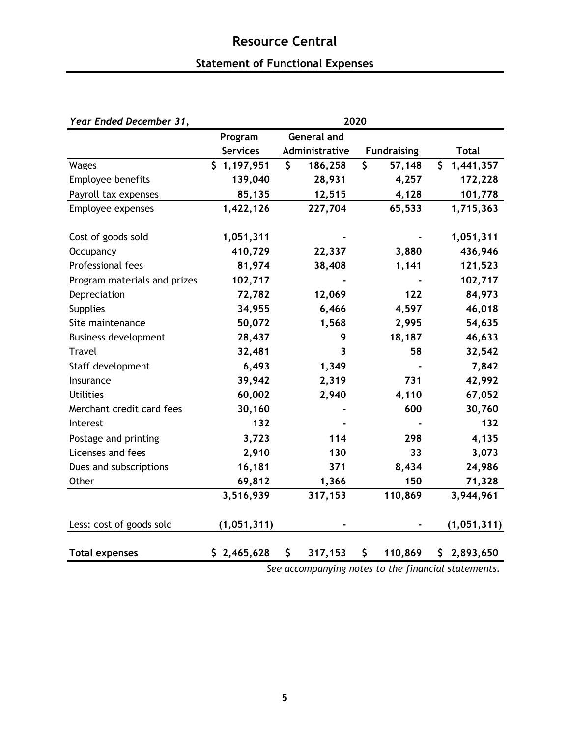# Resource Central

## Statement of Functional Expenses

| *Year Ended December 31,* | 2020 | | | |
|---|---|---|---|---|
| | Program Services | General and Administrative | Fundraising | Total |
| Wages | $ 1,197,951 | $ 186,258 | $ 57,148 | $ 1,441,357 |
| Employee benefits | 139,040 | 28,931 | 4,257 | 172,228 |
| Payroll tax expenses | 85,135 | 12,515 | 4,128 | 101,778 |
| Employee expenses | 1,422,126 | 227,704 | 65,533 | 1,715,363 |
| | | | | |
| Cost of goods sold | 1,051,311 | - | - | 1,051,311 |
| Occupancy | 410,729 | 22,337 | 3,880 | 436,946 |
| Professional fees | 81,974 | 38,408 | 1,141 | 121,523 |
| Program materials and prizes | 102,717 | - | - | 102,717 |
| Depreciation | 72,782 | 12,069 | 122 | 84,973 |
| Supplies | 34,955 | 6,466 | 4,597 | 46,018 |
| Site maintenance | 50,072 | 1,568 | 2,995 | 54,635 |
| Business development | 28,437 | 9 | 18,187 | 46,633 |
| Travel | 32,481 | 3 | 58 | 32,542 |
| Staff development | 6,493 | 1,349 | - | 7,842 |
| Insurance | 39,942 | 2,319 | 731 | 42,992 |
| Utilities | 60,002 | 2,940 | 4,110 | 67,052 |
| Merchant credit card fees | 30,160 | - | 600 | 30,760 |
| Interest | 132 | - | - | 132 |
| Postage and printing | 3,723 | 114 | 298 | 4,135 |
| Licenses and fees | 2,910 | 130 | 33 | 3,073 |
| Dues and subscriptions | 16,181 | 371 | 8,434 | 24,986 |
| Other | 69,812 | 1,366 | 150 | 71,328 |
| | 3,516,939 | 317,153 | 110,869 | 3,944,961 |
| | | | | |
| Less: cost of goods sold | (1,051,311) | - | - | (1,051,311) |
| | | | | |
| **Total expenses** | $ 2,465,628 | $ 317,153 | $ 110,869 | $ 2,893,650 |

*See accompanying notes to the financial statements.*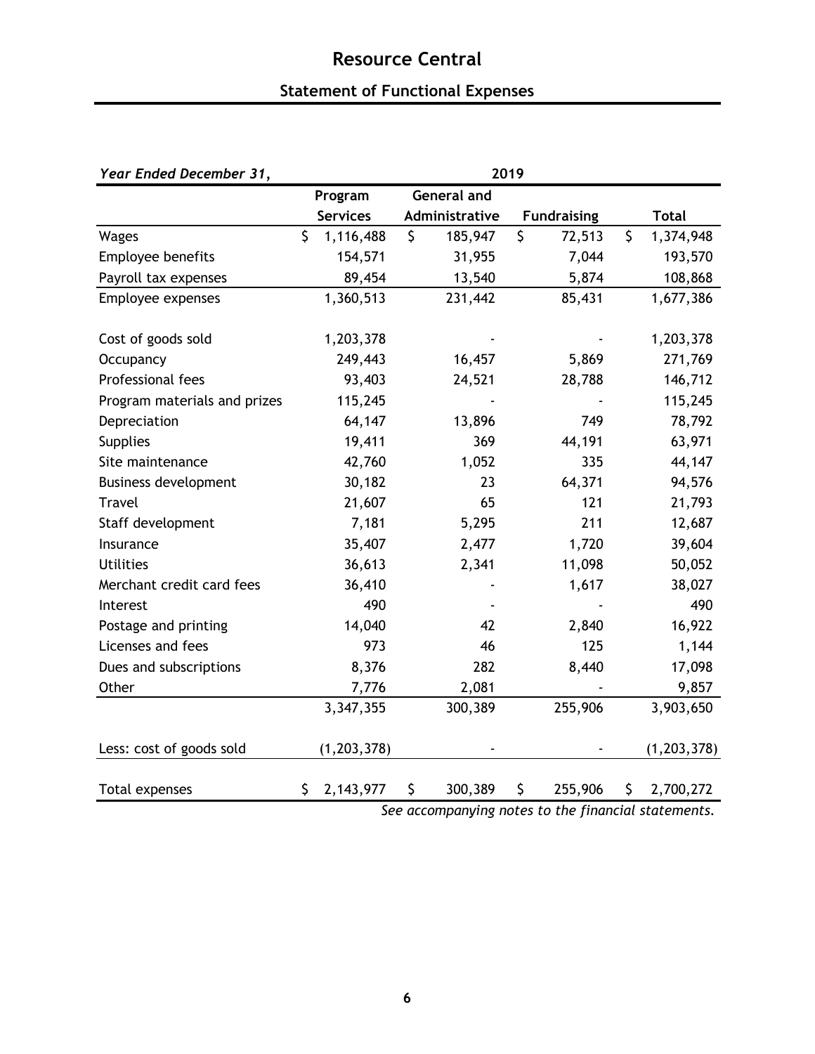# Resource Central

## Statement of Functional Expenses

| *Year Ended December 31,* | 2019 | | | |
|---|---|---|---|---|
| | Program Services | General and Administrative | Fundraising | Total |
| Wages | $ 1,116,488 | $ 185,947 | $ 72,513 | $ 1,374,948 |
| Employee benefits | 154,571 | 31,955 | 7,044 | 193,570 |
| Payroll tax expenses | 89,454 | 13,540 | 5,874 | 108,868 |
| Employee expenses | 1,360,513 | 231,442 | 85,431 | 1,677,386 |
| | | | | |
| Cost of goods sold | 1,203,378 | - | - | 1,203,378 |
| Occupancy | 249,443 | 16,457 | 5,869 | 271,769 |
| Professional fees | 93,403 | 24,521 | 28,788 | 146,712 |
| Program materials and prizes | 115,245 | - | - | 115,245 |
| Depreciation | 64,147 | 13,896 | 749 | 78,792 |
| Supplies | 19,411 | 369 | 44,191 | 63,971 |
| Site maintenance | 42,760 | 1,052 | 335 | 44,147 |
| Business development | 30,182 | 23 | 64,371 | 94,576 |
| Travel | 21,607 | 65 | 121 | 21,793 |
| Staff development | 7,181 | 5,295 | 211 | 12,687 |
| Insurance | 35,407 | 2,477 | 1,720 | 39,604 |
| Utilities | 36,613 | 2,341 | 11,098 | 50,052 |
| Merchant credit card fees | 36,410 | - | 1,617 | 38,027 |
| Interest | 490 | - | - | 490 |
| Postage and printing | 14,040 | 42 | 2,840 | 16,922 |
| Licenses and fees | 973 | 46 | 125 | 1,144 |
| Dues and subscriptions | 8,376 | 282 | 8,440 | 17,098 |
| Other | 7,776 | 2,081 | - | 9,857 |
| | 3,347,355 | 300,389 | 255,906 | 3,903,650 |
| | | | | |
| Less: cost of goods sold | (1,203,378) | - | - | (1,203,378) |
| | | | | |
| Total expenses | $ 2,143,977 | $ 300,389 | $ 255,906 | $ 2,700,272 |

*See accompanying notes to the financial statements.*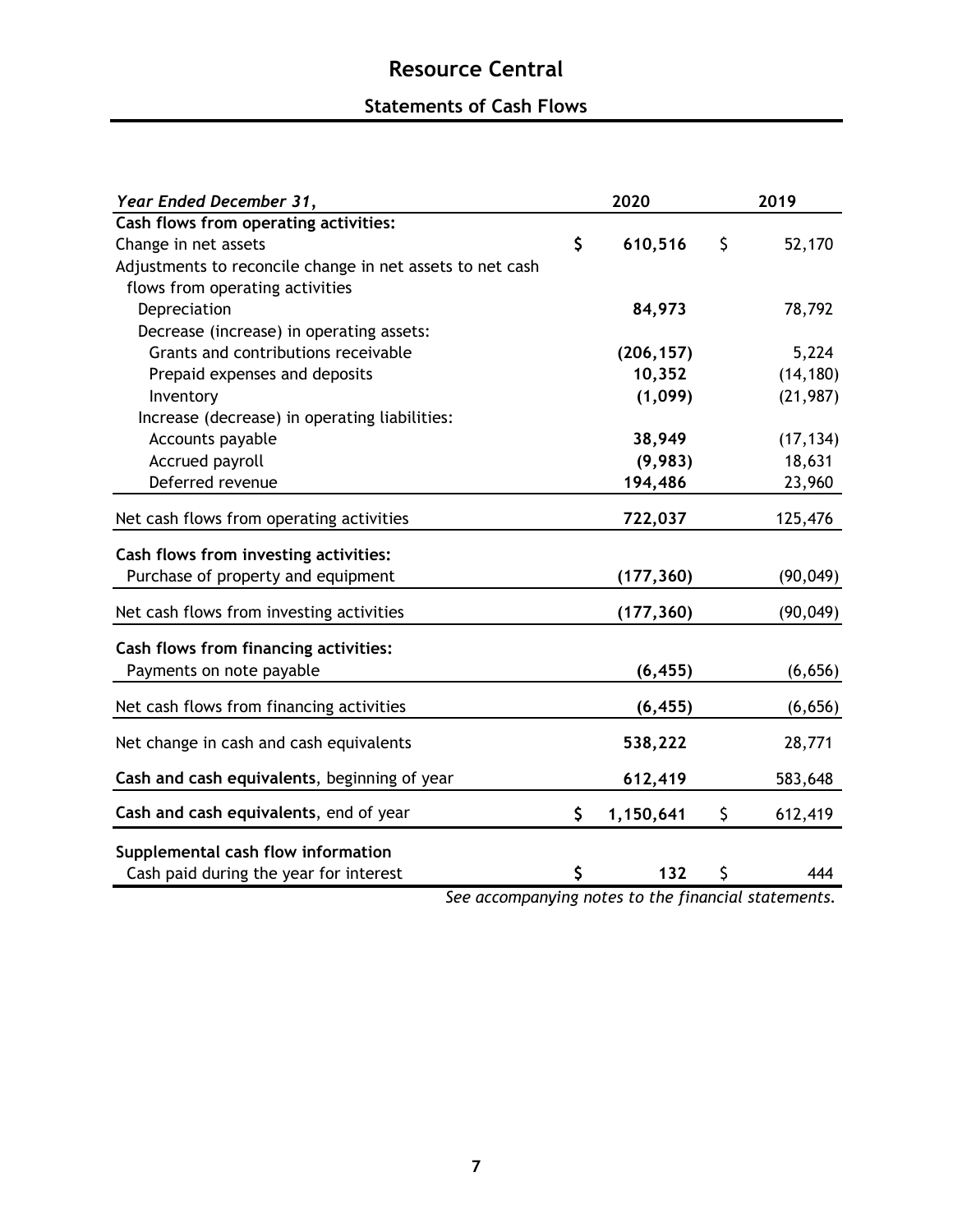# Resource Central

## Statements of Cash Flows

| *Year Ended December 31,* | 2020 | 2019 |
|---|---|---|
| **Cash flows from operating activities:** | | |
| Change in net assets | **$ 610,516** | $ 52,170 |
| Adjustments to reconcile change in net assets to net cash flows from operating activities | | |
| Depreciation | **84,973** | 78,792 |
| Decrease (increase) in operating assets: | | |
| Grants and contributions receivable | **(206,157)** | 5,224 |
| Prepaid expenses and deposits | **10,352** | (14,180) |
| Inventory | **(1,099)** | (21,987) |
| Increase (decrease) in operating liabilities: | | |
| Accounts payable | **38,949** | (17,134) |
| Accrued payroll | **(9,983)** | 18,631 |
| Deferred revenue | **194,486** | 23,960 |
| Net cash flows from operating activities | **722,037** | 125,476 |
| **Cash flows from investing activities:** | | |
| Purchase of property and equipment | **(177,360)** | (90,049) |
| Net cash flows from investing activities | **(177,360)** | (90,049) |
| **Cash flows from financing activities:** | | |
| Payments on note payable | **(6,455)** | (6,656) |
| Net cash flows from financing activities | **(6,455)** | (6,656) |
| Net change in cash and cash equivalents | **538,222** | 28,771 |
| **Cash and cash equivalents**, beginning of year | **612,419** | 583,648 |
| **Cash and cash equivalents**, end of year | **$ 1,150,641** | $ 612,419 |
| **Supplemental cash flow information** | | |
| Cash paid during the year for interest | **$ 132** | $ 444 |

*See accompanying notes to the financial statements.*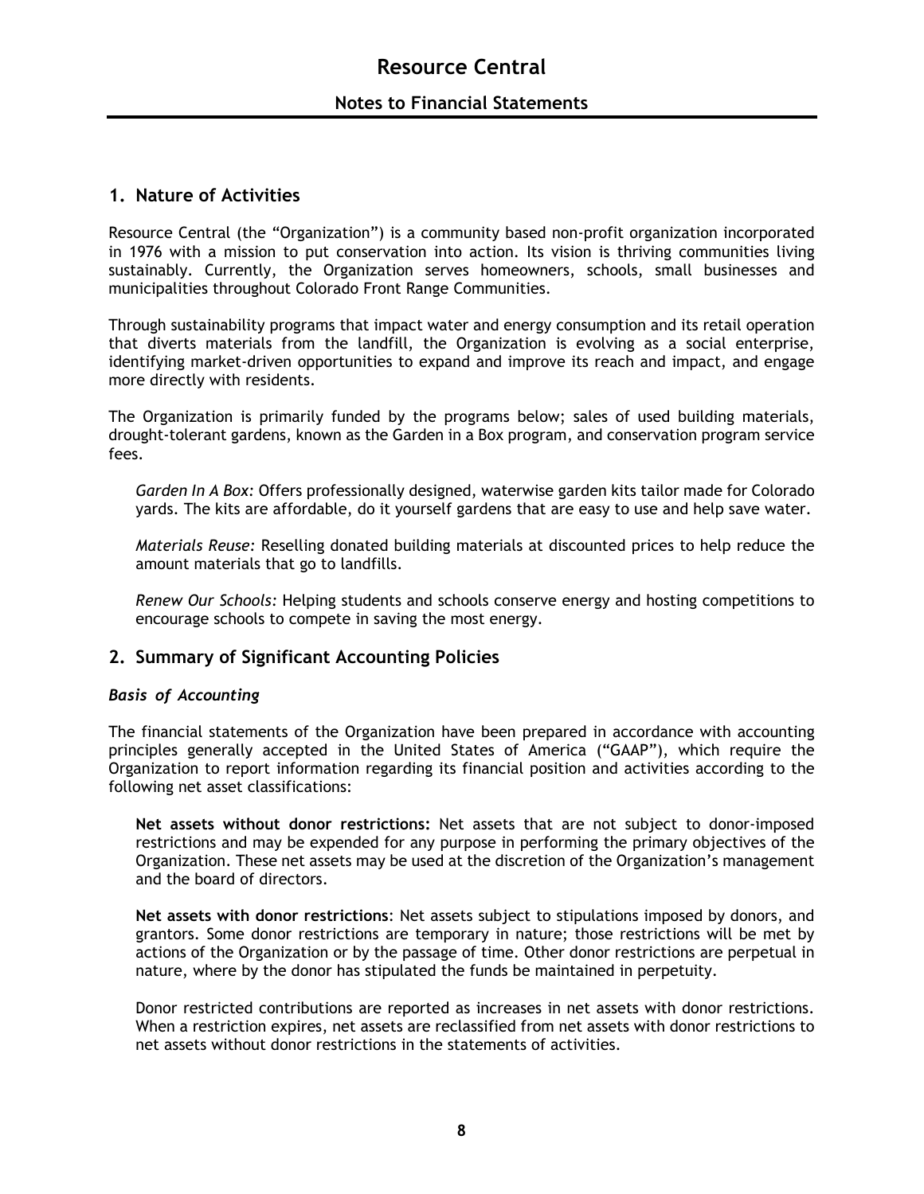## 1. Nature of Activities

Resource Central (the "Organization") is a community based non-profit organization incorporated in 1976 with a mission to put conservation into action. Its vision is thriving communities living sustainably. Currently, the Organization serves homeowners, schools, small businesses and municipalities throughout Colorado Front Range Communities.

Through sustainability programs that impact water and energy consumption and its retail operation that diverts materials from the landfill, the Organization is evolving as a social enterprise, identifying market-driven opportunities to expand and improve its reach and impact, and engage more directly with residents.

The Organization is primarily funded by the programs below; sales of used building materials, drought-tolerant gardens, known as the Garden in a Box program, and conservation program service fees.

*Garden In A Box:* Offers professionally designed, waterwise garden kits tailor made for Colorado yards. The kits are affordable, do it yourself gardens that are easy to use and help save water.

*Materials Reuse:* Reselling donated building materials at discounted prices to help reduce the amount materials that go to landfills.

*Renew Our Schools:* Helping students and schools conserve energy and hosting competitions to encourage schools to compete in saving the most energy.

## 2. Summary of Significant Accounting Policies

### *Basis of Accounting*

The financial statements of the Organization have been prepared in accordance with accounting principles generally accepted in the United States of America ("GAAP"), which require the Organization to report information regarding its financial position and activities according to the following net asset classifications:

**Net assets without donor restrictions:** Net assets that are not subject to donor-imposed restrictions and may be expended for any purpose in performing the primary objectives of the Organization. These net assets may be used at the discretion of the Organization's management and the board of directors.

**Net assets with donor restrictions**: Net assets subject to stipulations imposed by donors, and grantors. Some donor restrictions are temporary in nature; those restrictions will be met by actions of the Organization or by the passage of time. Other donor restrictions are perpetual in nature, where by the donor has stipulated the funds be maintained in perpetuity.

Donor restricted contributions are reported as increases in net assets with donor restrictions. When a restriction expires, net assets are reclassified from net assets with donor restrictions to net assets without donor restrictions in the statements of activities.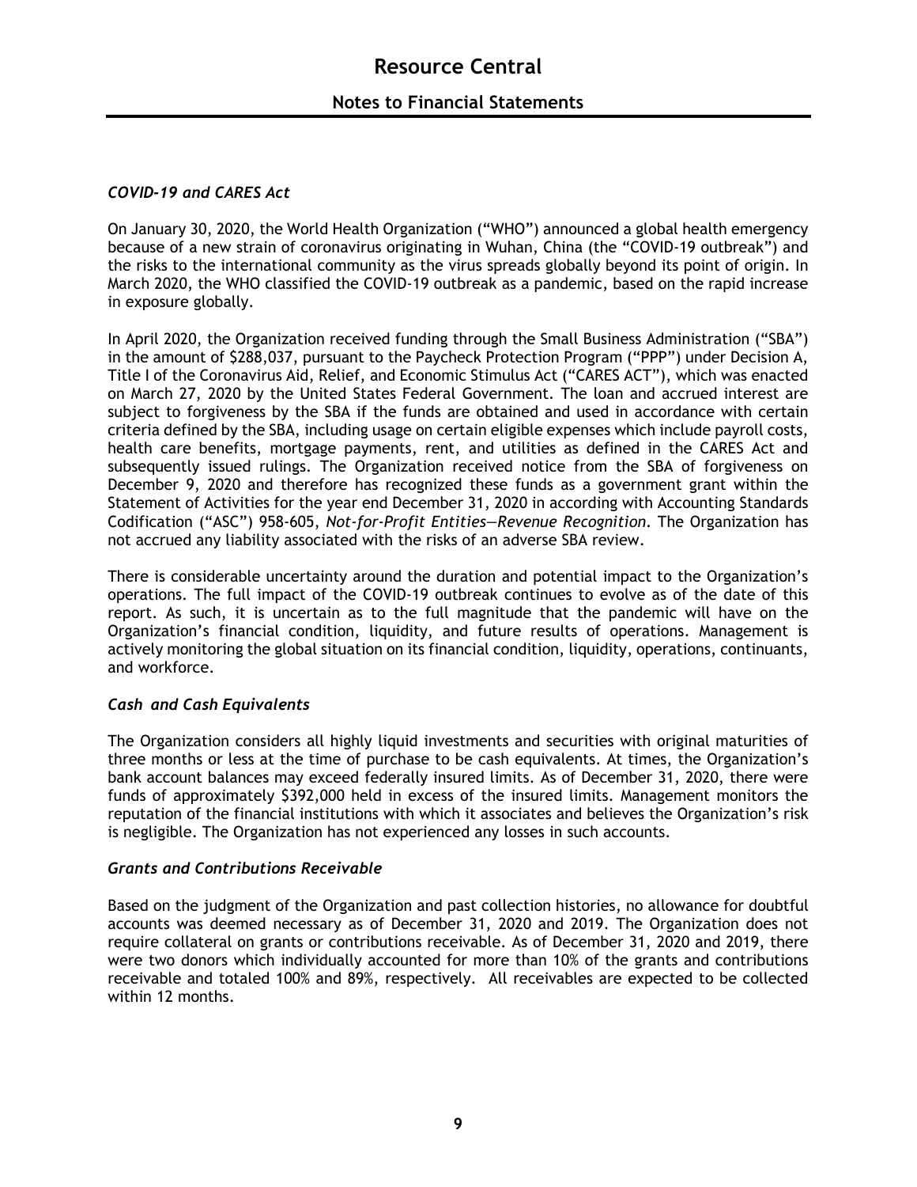# Resource Central

## Notes to Financial Statements

### *COVID-19 and CARES Act*

On January 30, 2020, the World Health Organization ("WHO") announced a global health emergency because of a new strain of coronavirus originating in Wuhan, China (the "COVID-19 outbreak") and the risks to the international community as the virus spreads globally beyond its point of origin. In March 2020, the WHO classified the COVID-19 outbreak as a pandemic, based on the rapid increase in exposure globally.

In April 2020, the Organization received funding through the Small Business Administration ("SBA") in the amount of $288,037, pursuant to the Paycheck Protection Program ("PPP") under Decision A, Title I of the Coronavirus Aid, Relief, and Economic Stimulus Act ("CARES ACT"), which was enacted on March 27, 2020 by the United States Federal Government. The loan and accrued interest are subject to forgiveness by the SBA if the funds are obtained and used in accordance with certain criteria defined by the SBA, including usage on certain eligible expenses which include payroll costs, health care benefits, mortgage payments, rent, and utilities as defined in the CARES Act and subsequently issued rulings. The Organization received notice from the SBA of forgiveness on December 9, 2020 and therefore has recognized these funds as a government grant within the Statement of Activities for the year end December 31, 2020 in according with Accounting Standards Codification ("ASC") 958-605, *Not-for-Profit Entities—Revenue Recognition*. The Organization has not accrued any liability associated with the risks of an adverse SBA review.

There is considerable uncertainty around the duration and potential impact to the Organization's operations. The full impact of the COVID-19 outbreak continues to evolve as of the date of this report. As such, it is uncertain as to the full magnitude that the pandemic will have on the Organization's financial condition, liquidity, and future results of operations. Management is actively monitoring the global situation on its financial condition, liquidity, operations, continuants, and workforce.

### *Cash and Cash Equivalents*

The Organization considers all highly liquid investments and securities with original maturities of three months or less at the time of purchase to be cash equivalents. At times, the Organization's bank account balances may exceed federally insured limits. As of December 31, 2020, there were funds of approximately $392,000 held in excess of the insured limits. Management monitors the reputation of the financial institutions with which it associates and believes the Organization's risk is negligible. The Organization has not experienced any losses in such accounts.

### *Grants and Contributions Receivable*

Based on the judgment of the Organization and past collection histories, no allowance for doubtful accounts was deemed necessary as of December 31, 2020 and 2019. The Organization does not require collateral on grants or contributions receivable. As of December 31, 2020 and 2019, there were two donors which individually accounted for more than 10% of the grants and contributions receivable and totaled 100% and 89%, respectively. All receivables are expected to be collected within 12 months.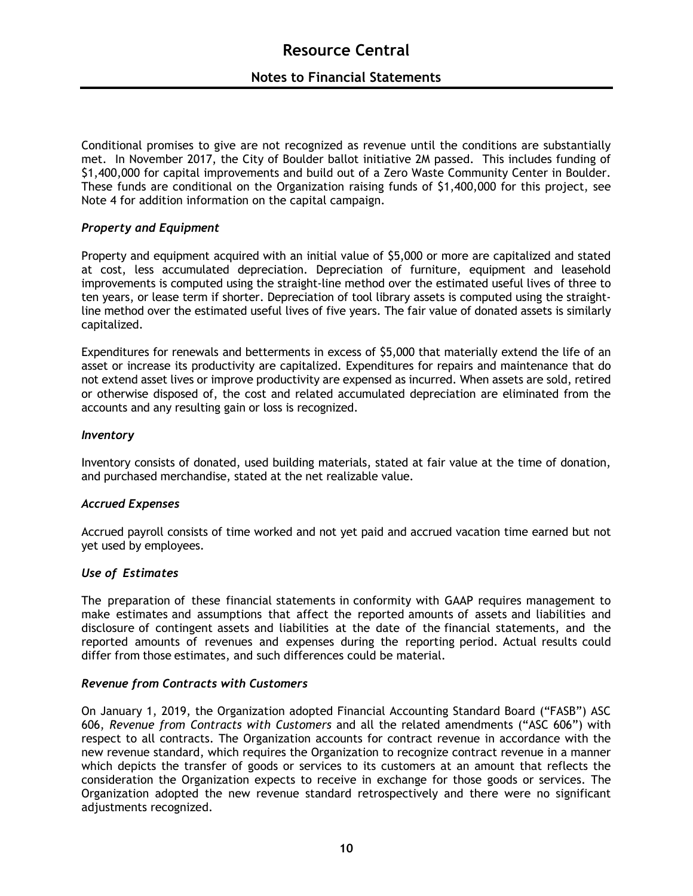Conditional promises to give are not recognized as revenue until the conditions are substantially met. In November 2017, the City of Boulder ballot initiative 2M passed. This includes funding of $1,400,000 for capital improvements and build out of a Zero Waste Community Center in Boulder. These funds are conditional on the Organization raising funds of $1,400,000 for this project, see Note 4 for addition information on the capital campaign.

### *Property and Equipment*

Property and equipment acquired with an initial value of $5,000 or more are capitalized and stated at cost, less accumulated depreciation. Depreciation of furniture, equipment and leasehold improvements is computed using the straight-line method over the estimated useful lives of three to ten years, or lease term if shorter. Depreciation of tool library assets is computed using the straight-line method over the estimated useful lives of five years. The fair value of donated assets is similarly capitalized.

Expenditures for renewals and betterments in excess of $5,000 that materially extend the life of an asset or increase its productivity are capitalized. Expenditures for repairs and maintenance that do not extend asset lives or improve productivity are expensed as incurred. When assets are sold, retired or otherwise disposed of, the cost and related accumulated depreciation are eliminated from the accounts and any resulting gain or loss is recognized.

### *Inventory*

Inventory consists of donated, used building materials, stated at fair value at the time of donation, and purchased merchandise, stated at the net realizable value.

### *Accrued Expenses*

Accrued payroll consists of time worked and not yet paid and accrued vacation time earned but not yet used by employees.

### *Use of Estimates*

The preparation of these financial statements in conformity with GAAP requires management to make estimates and assumptions that affect the reported amounts of assets and liabilities and disclosure of contingent assets and liabilities at the date of the financial statements, and the reported amounts of revenues and expenses during the reporting period. Actual results could differ from those estimates, and such differences could be material.

### *Revenue from Contracts with Customers*

On January 1, 2019, the Organization adopted Financial Accounting Standard Board ("FASB") ASC 606, *Revenue from Contracts with Customers* and all the related amendments ("ASC 606") with respect to all contracts. The Organization accounts for contract revenue in accordance with the new revenue standard, which requires the Organization to recognize contract revenue in a manner which depicts the transfer of goods or services to its customers at an amount that reflects the consideration the Organization expects to receive in exchange for those goods or services. The Organization adopted the new revenue standard retrospectively and there were no significant adjustments recognized.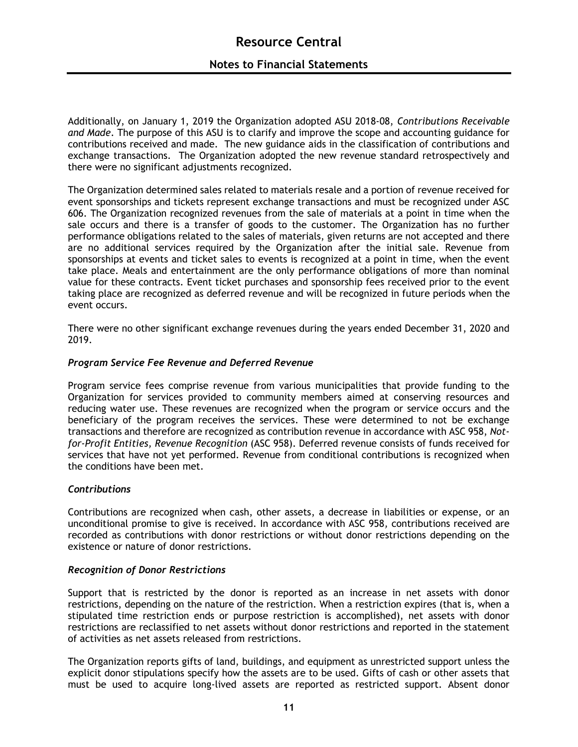Additionally, on January 1, 2019 the Organization adopted ASU 2018-08, *Contributions Receivable and Made*. The purpose of this ASU is to clarify and improve the scope and accounting guidance for contributions received and made. The new guidance aids in the classification of contributions and exchange transactions. The Organization adopted the new revenue standard retrospectively and there were no significant adjustments recognized.

The Organization determined sales related to materials resale and a portion of revenue received for event sponsorships and tickets represent exchange transactions and must be recognized under ASC 606. The Organization recognized revenues from the sale of materials at a point in time when the sale occurs and there is a transfer of goods to the customer. The Organization has no further performance obligations related to the sales of materials, given returns are not accepted and there are no additional services required by the Organization after the initial sale. Revenue from sponsorships at events and ticket sales to events is recognized at a point in time, when the event take place. Meals and entertainment are the only performance obligations of more than nominal value for these contracts. Event ticket purchases and sponsorship fees received prior to the event taking place are recognized as deferred revenue and will be recognized in future periods when the event occurs.

There were no other significant exchange revenues during the years ended December 31, 2020 and 2019.

### *Program Service Fee Revenue and Deferred Revenue*

Program service fees comprise revenue from various municipalities that provide funding to the Organization for services provided to community members aimed at conserving resources and reducing water use. These revenues are recognized when the program or service occurs and the beneficiary of the program receives the services. These were determined to not be exchange transactions and therefore are recognized as contribution revenue in accordance with ASC 958, *Not-for-Profit Entities, Revenue Recognition* (ASC 958). Deferred revenue consists of funds received for services that have not yet performed. Revenue from conditional contributions is recognized when the conditions have been met.

### *Contributions*

Contributions are recognized when cash, other assets, a decrease in liabilities or expense, or an unconditional promise to give is received. In accordance with ASC 958, contributions received are recorded as contributions with donor restrictions or without donor restrictions depending on the existence or nature of donor restrictions.

### *Recognition of Donor Restrictions*

Support that is restricted by the donor is reported as an increase in net assets with donor restrictions, depending on the nature of the restriction. When a restriction expires (that is, when a stipulated time restriction ends or purpose restriction is accomplished), net assets with donor restrictions are reclassified to net assets without donor restrictions and reported in the statement of activities as net assets released from restrictions.

The Organization reports gifts of land, buildings, and equipment as unrestricted support unless the explicit donor stipulations specify how the assets are to be used. Gifts of cash or other assets that must be used to acquire long-lived assets are reported as restricted support. Absent donor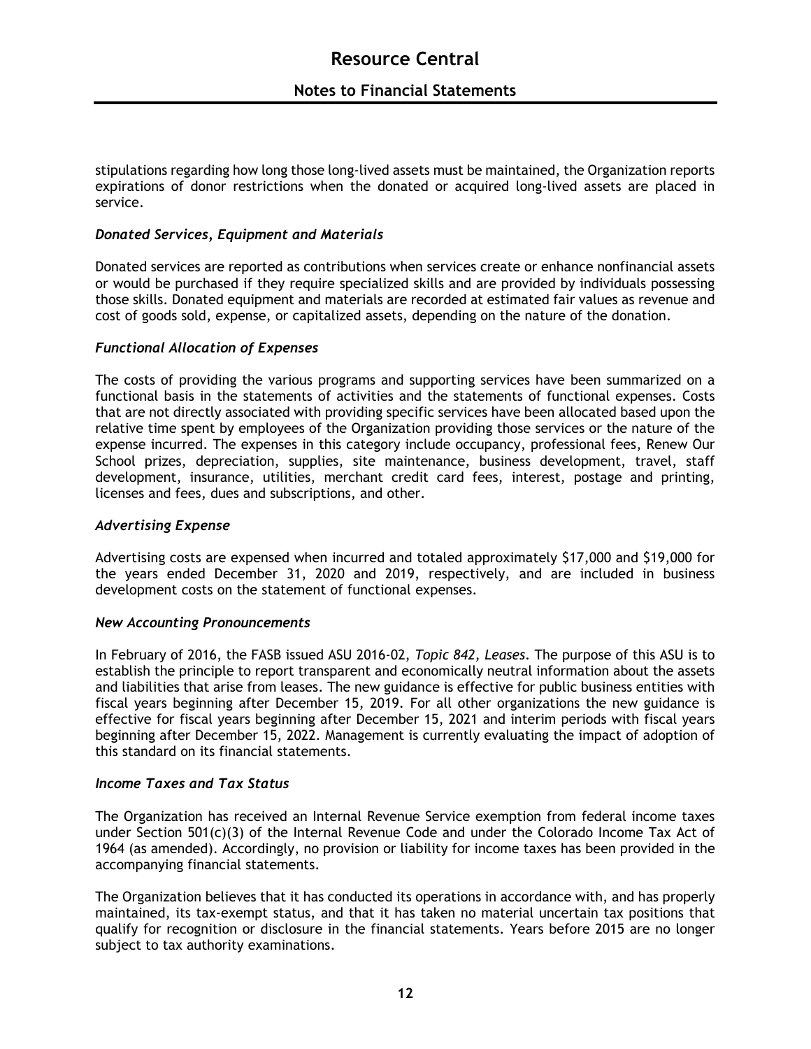stipulations regarding how long those long-lived assets must be maintained, the Organization reports expirations of donor restrictions when the donated or acquired long-lived assets are placed in service.

### *Donated Services, Equipment and Materials*

Donated services are reported as contributions when services create or enhance nonfinancial assets or would be purchased if they require specialized skills and are provided by individuals possessing those skills. Donated equipment and materials are recorded at estimated fair values as revenue and cost of goods sold, expense, or capitalized assets, depending on the nature of the donation.

### *Functional Allocation of Expenses*

The costs of providing the various programs and supporting services have been summarized on a functional basis in the statements of activities and the statements of functional expenses. Costs that are not directly associated with providing specific services have been allocated based upon the relative time spent by employees of the Organization providing those services or the nature of the expense incurred. The expenses in this category include occupancy, professional fees, Renew Our School prizes, depreciation, supplies, site maintenance, business development, travel, staff development, insurance, utilities, merchant credit card fees, interest, postage and printing, licenses and fees, dues and subscriptions, and other.

### *Advertising Expense*

Advertising costs are expensed when incurred and totaled approximately $17,000 and $19,000 for the years ended December 31, 2020 and 2019, respectively, and are included in business development costs on the statement of functional expenses.

### *New Accounting Pronouncements*

In February of 2016, the FASB issued ASU 2016-02, *Topic 842, Leases*. The purpose of this ASU is to establish the principle to report transparent and economically neutral information about the assets and liabilities that arise from leases. The new guidance is effective for public business entities with fiscal years beginning after December 15, 2019. For all other organizations the new guidance is effective for fiscal years beginning after December 15, 2021 and interim periods with fiscal years beginning after December 15, 2022. Management is currently evaluating the impact of adoption of this standard on its financial statements.

### *Income Taxes and Tax Status*

The Organization has received an Internal Revenue Service exemption from federal income taxes under Section 501(c)(3) of the Internal Revenue Code and under the Colorado Income Tax Act of 1964 (as amended). Accordingly, no provision or liability for income taxes has been provided in the accompanying financial statements.

The Organization believes that it has conducted its operations in accordance with, and has properly maintained, its tax-exempt status, and that it has taken no material uncertain tax positions that qualify for recognition or disclosure in the financial statements. Years before 2015 are no longer subject to tax authority examinations.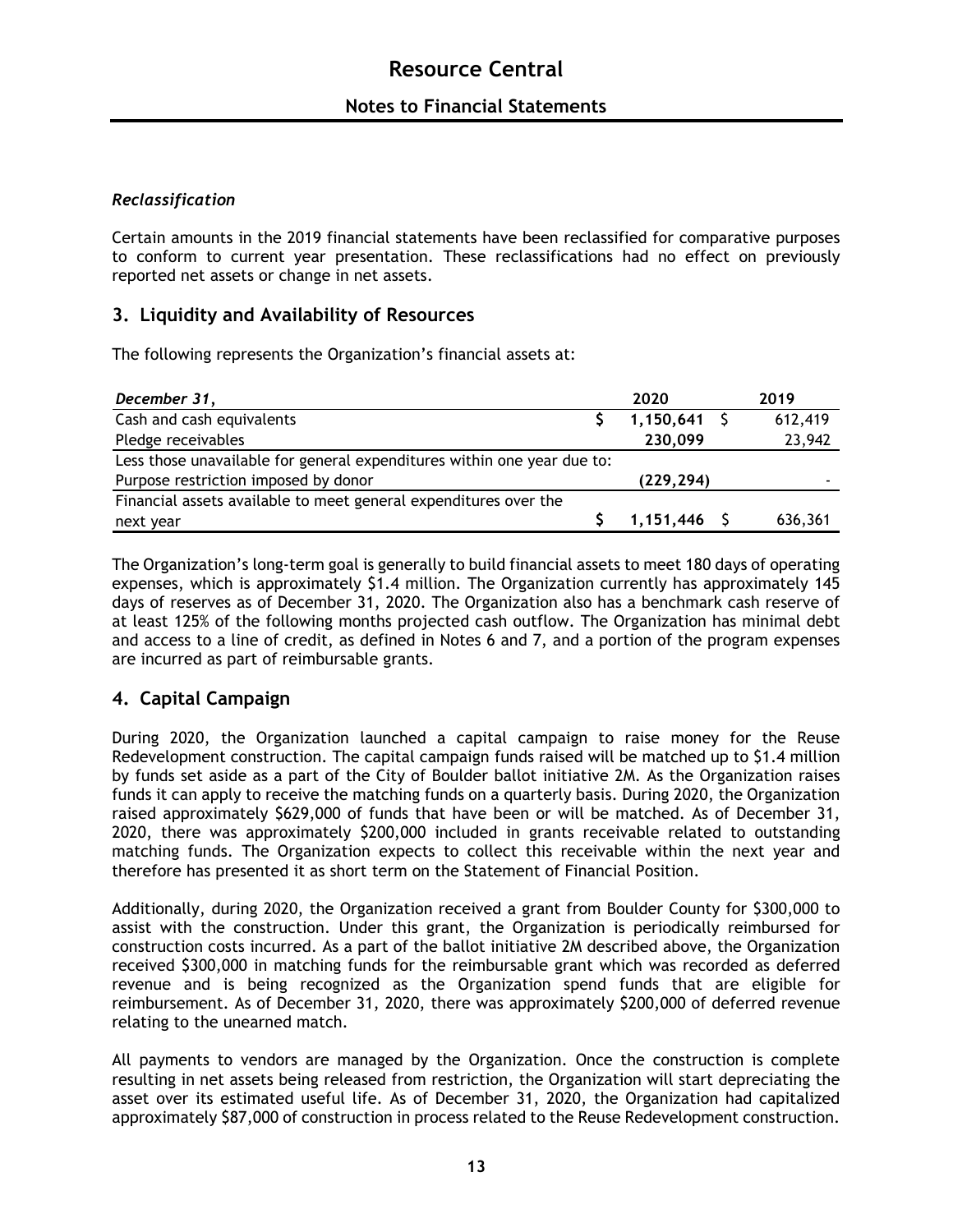*Reclassification*

Certain amounts in the 2019 financial statements have been reclassified for comparative purposes to conform to current year presentation. These reclassifications had no effect on previously reported net assets or change in net assets.

## 3. Liquidity and Availability of Resources

The following represents the Organization's financial assets at:

| *December 31,* | 2020 | 2019 |
|---|---|---|
| Cash and cash equivalents | $ **1,150,641** | $ 612,419 |
| Pledge receivables | **230,099** | 23,942 |
| Less those unavailable for general expenditures within one year due to: | | |
| Purpose restriction imposed by donor | **(229,294)** | - |
| Financial assets available to meet general expenditures over the next year | $ **1,151,446** | $ 636,361 |

The Organization's long-term goal is generally to build financial assets to meet 180 days of operating expenses, which is approximately $1.4 million. The Organization currently has approximately 145 days of reserves as of December 31, 2020. The Organization also has a benchmark cash reserve of at least 125% of the following months projected cash outflow. The Organization has minimal debt and access to a line of credit, as defined in Notes 6 and 7, and a portion of the program expenses are incurred as part of reimbursable grants.

## 4. Capital Campaign

During 2020, the Organization launched a capital campaign to raise money for the Reuse Redevelopment construction. The capital campaign funds raised will be matched up to $1.4 million by funds set aside as a part of the City of Boulder ballot initiative 2M. As the Organization raises funds it can apply to receive the matching funds on a quarterly basis. During 2020, the Organization raised approximately $629,000 of funds that have been or will be matched. As of December 31, 2020, there was approximately $200,000 included in grants receivable related to outstanding matching funds. The Organization expects to collect this receivable within the next year and therefore has presented it as short term on the Statement of Financial Position.

Additionally, during 2020, the Organization received a grant from Boulder County for $300,000 to assist with the construction. Under this grant, the Organization is periodically reimbursed for construction costs incurred. As a part of the ballot initiative 2M described above, the Organization received $300,000 in matching funds for the reimbursable grant which was recorded as deferred revenue and is being recognized as the Organization spend funds that are eligible for reimbursement. As of December 31, 2020, there was approximately $200,000 of deferred revenue relating to the unearned match.

All payments to vendors are managed by the Organization. Once the construction is complete resulting in net assets being released from restriction, the Organization will start depreciating the asset over its estimated useful life. As of December 31, 2020, the Organization had capitalized approximately $87,000 of construction in process related to the Reuse Redevelopment construction.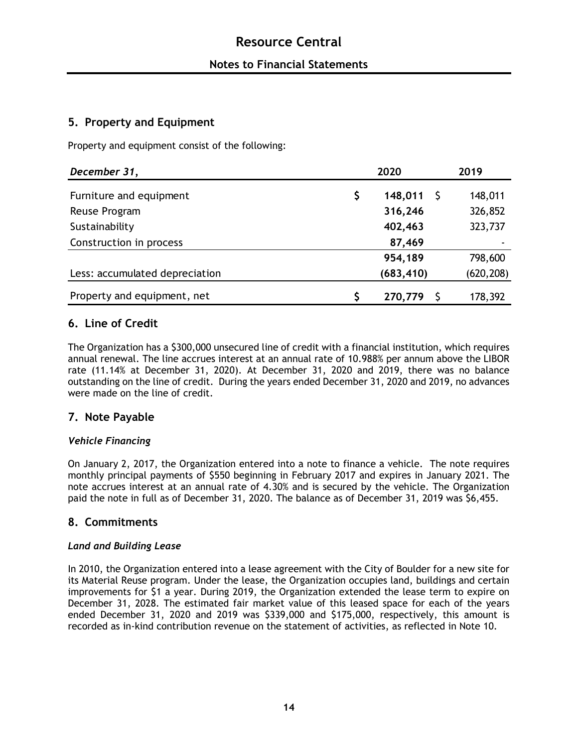## 5. Property and Equipment

Property and equipment consist of the following:

| *December 31,* | 2020 | 2019 |
|---|---|---|
| Furniture and equipment | $ **148,011** | $ 148,011 |
| Reuse Program | **316,246** | 326,852 |
| Sustainability | **402,463** | 323,737 |
| Construction in process | **87,469** | - |
| | **954,189** | 798,600 |
| Less: accumulated depreciation | **(683,410)** | (620,208) |
| Property and equipment, net | $ **270,779** | $ 178,392 |

## 6. Line of Credit

The Organization has a $300,000 unsecured line of credit with a financial institution, which requires annual renewal. The line accrues interest at an annual rate of 10.988% per annum above the LIBOR rate (11.14% at December 31, 2020). At December 31, 2020 and 2019, there was no balance outstanding on the line of credit. During the years ended December 31, 2020 and 2019, no advances were made on the line of credit.

## 7. Note Payable

### *Vehicle Financing*

On January 2, 2017, the Organization entered into a note to finance a vehicle. The note requires monthly principal payments of $550 beginning in February 2017 and expires in January 2021. The note accrues interest at an annual rate of 4.30% and is secured by the vehicle. The Organization paid the note in full as of December 31, 2020. The balance as of December 31, 2019 was $6,455.

## 8. Commitments

### *Land and Building Lease*

In 2010, the Organization entered into a lease agreement with the City of Boulder for a new site for its Material Reuse program. Under the lease, the Organization occupies land, buildings and certain improvements for $1 a year. During 2019, the Organization extended the lease term to expire on December 31, 2028. The estimated fair market value of this leased space for each of the years ended December 31, 2020 and 2019 was $339,000 and $175,000, respectively, this amount is recorded as in-kind contribution revenue on the statement of activities, as reflected in Note 10.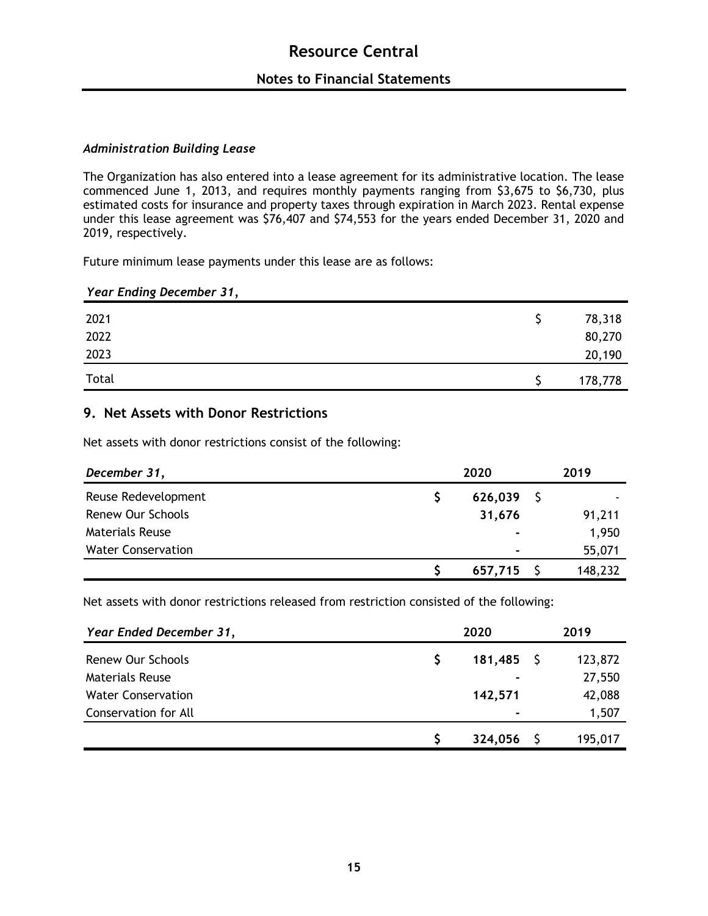***Administration Building Lease***

The Organization has also entered into a lease agreement for its administrative location. The lease commenced June 1, 2013, and requires monthly payments ranging from $3,675 to $6,730, plus estimated costs for insurance and property taxes through expiration in March 2023. Rental expense under this lease agreement was $76,407 and $74,553 for the years ended December 31, 2020 and 2019, respectively.

Future minimum lease payments under this lease are as follows:

| *Year Ending December 31,* | |
|---|---|
| 2021 | $ 78,318 |
| 2022 | 80,270 |
| 2023 | 20,190 |
| Total | $ 178,778 |

## 9. Net Assets with Donor Restrictions

Net assets with donor restrictions consist of the following:

| *December 31,* | 2020 | 2019 |
|---|---|---|
| Reuse Redevelopment | **$ 626,039** | $ - |
| Renew Our Schools | **31,676** | 91,211 |
| Materials Reuse | **-** | 1,950 |
| Water Conservation | **-** | 55,071 |
| | **$ 657,715** | $ 148,232 |

Net assets with donor restrictions released from restriction consisted of the following:

| *Year Ended December 31,* | 2020 | 2019 |
|---|---|---|
| Renew Our Schools | **$ 181,485** | $ 123,872 |
| Materials Reuse | **-** | 27,550 |
| Water Conservation | **142,571** | 42,088 |
| Conservation for All | **-** | 1,507 |
| | **$ 324,056** | $ 195,017 |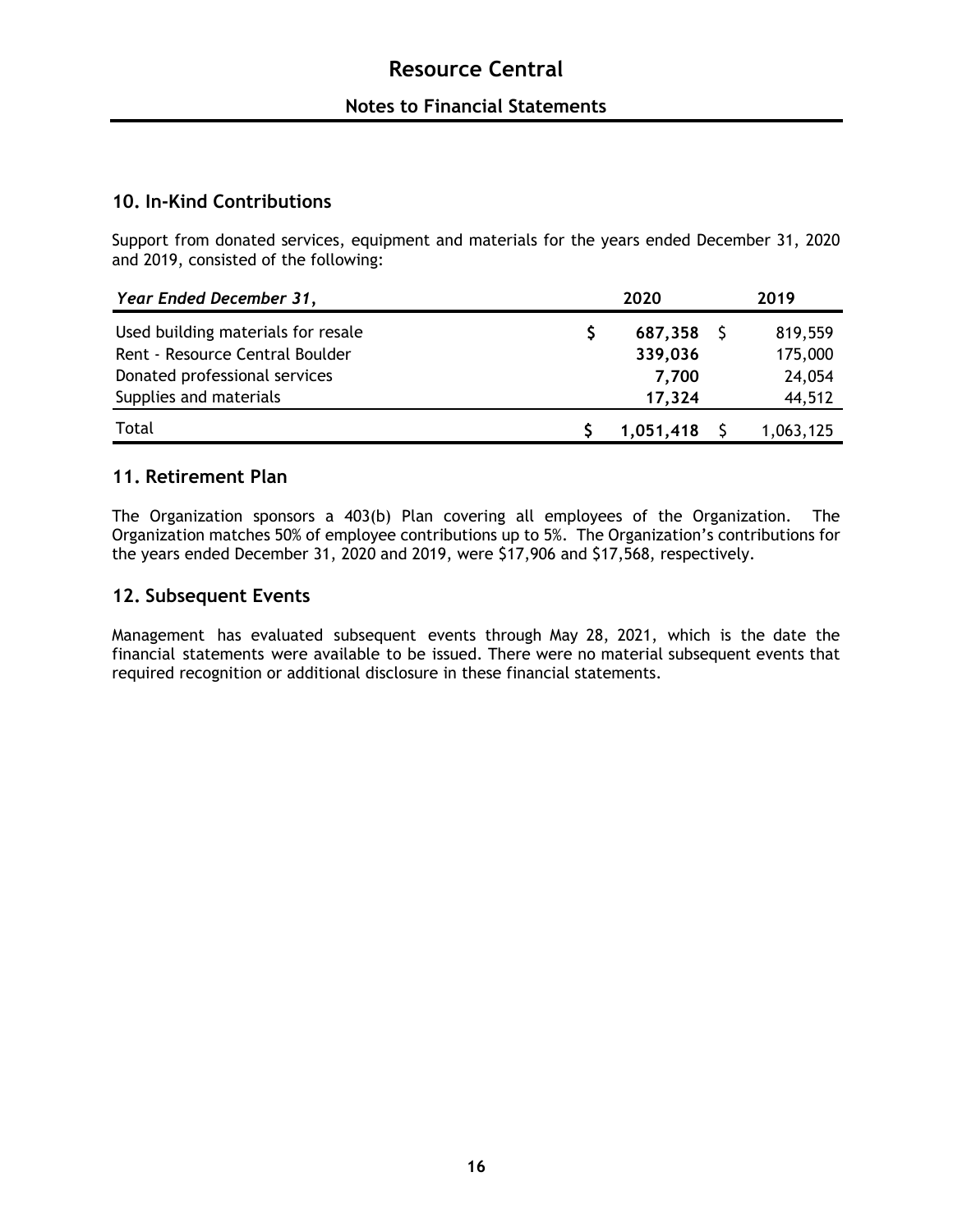## 10. In-Kind Contributions

Support from donated services, equipment and materials for the years ended December 31, 2020 and 2019, consisted of the following:

| *Year Ended December 31,* | 2020 | 2019 |
|---|---|---|
| Used building materials for resale | $ **687,358** | $ 819,559 |
| Rent - Resource Central Boulder | **339,036** | 175,000 |
| Donated professional services | **7,700** | 24,054 |
| Supplies and materials | **17,324** | 44,512 |
| Total | $ **1,051,418** | $ 1,063,125 |

## 11. Retirement Plan

The Organization sponsors a 403(b) Plan covering all employees of the Organization. The Organization matches 50% of employee contributions up to 5%. The Organization's contributions for the years ended December 31, 2020 and 2019, were $17,906 and $17,568, respectively.

## 12. Subsequent Events

Management has evaluated subsequent events through May 28, 2021, which is the date the financial statements were available to be issued. There were no material subsequent events that required recognition or additional disclosure in these financial statements.